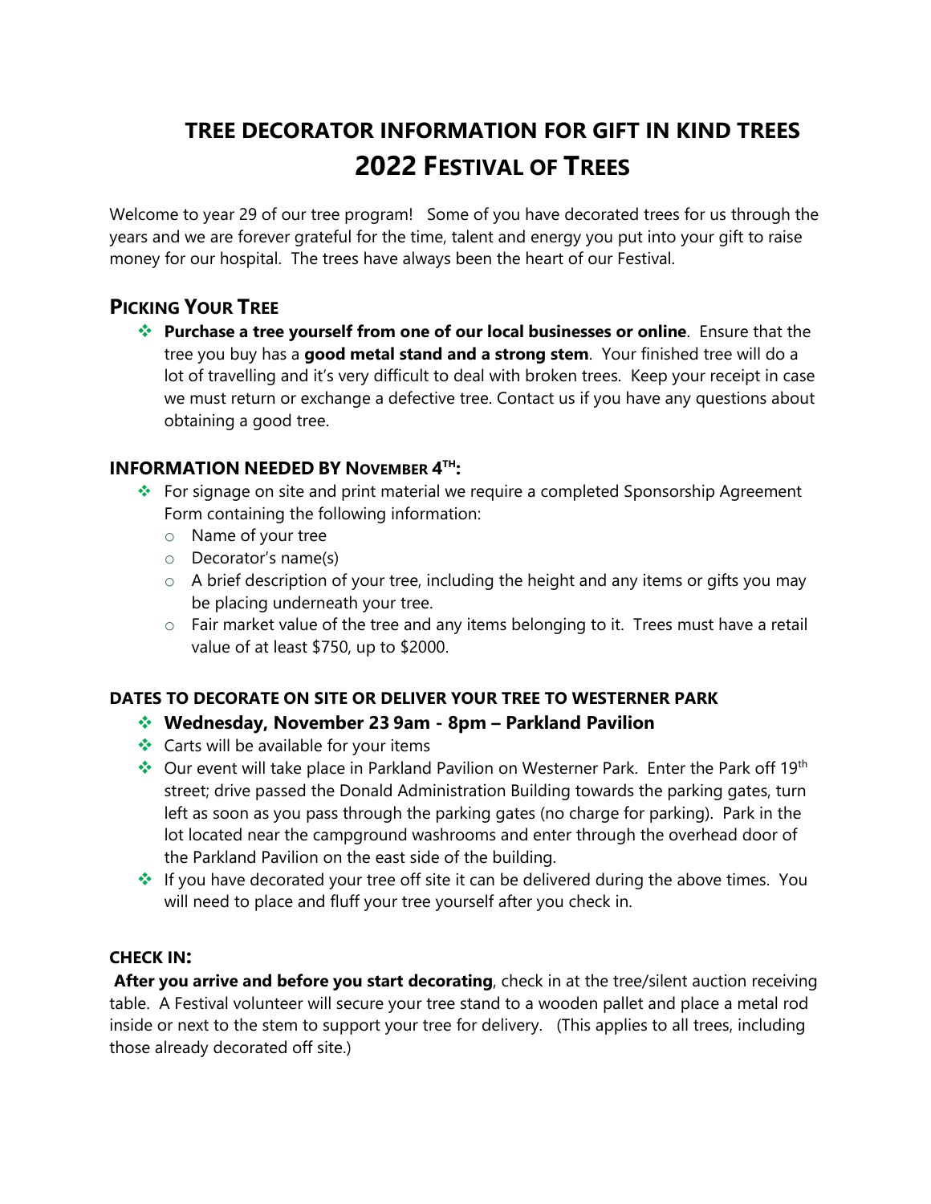# TREE DECORATOR INFORMATION FOR GIFT IN KIND TREES
# 2022 FESTIVAL OF TREES

Welcome to year 29 of our tree program! Some of you have decorated trees for us through the years and we are forever grateful for the time, talent and energy you put into your gift to raise money for our hospital. The trees have always been the heart of our Festival.

## PICKING YOUR TREE

- **Purchase a tree yourself from one of our local businesses or online**. Ensure that the tree you buy has a **good metal stand and a strong stem**. Your finished tree will do a lot of travelling and it's very difficult to deal with broken trees. Keep your receipt in case we must return or exchange a defective tree. Contact us if you have any questions about obtaining a good tree.

### INFORMATION NEEDED BY NOVEMBER 4TH:

- For signage on site and print material we require a completed Sponsorship Agreement Form containing the following information:
  - Name of your tree
  - Decorator's name(s)
  - A brief description of your tree, including the height and any items or gifts you may be placing underneath your tree.
  - Fair market value of the tree and any items belonging to it. Trees must have a retail value of at least $750, up to $2000.

#### DATES TO DECORATE ON SITE OR DELIVER YOUR TREE TO WESTERNER PARK

- **Wednesday, November 23 9am - 8pm – Parkland Pavilion**
- Carts will be available for your items
- Our event will take place in Parkland Pavilion on Westerner Park. Enter the Park off 19th street; drive passed the Donald Administration Building towards the parking gates, turn left as soon as you pass through the parking gates (no charge for parking). Park in the lot located near the campground washrooms and enter through the overhead door of the Parkland Pavilion on the east side of the building.
- If you have decorated your tree off site it can be delivered during the above times. You will need to place and fluff your tree yourself after you check in.

#### CHECK IN:

**After you arrive and before you start decorating**, check in at the tree/silent auction receiving table. A Festival volunteer will secure your tree stand to a wooden pallet and place a metal rod inside or next to the stem to support your tree for delivery. (This applies to all trees, including those already decorated off site.)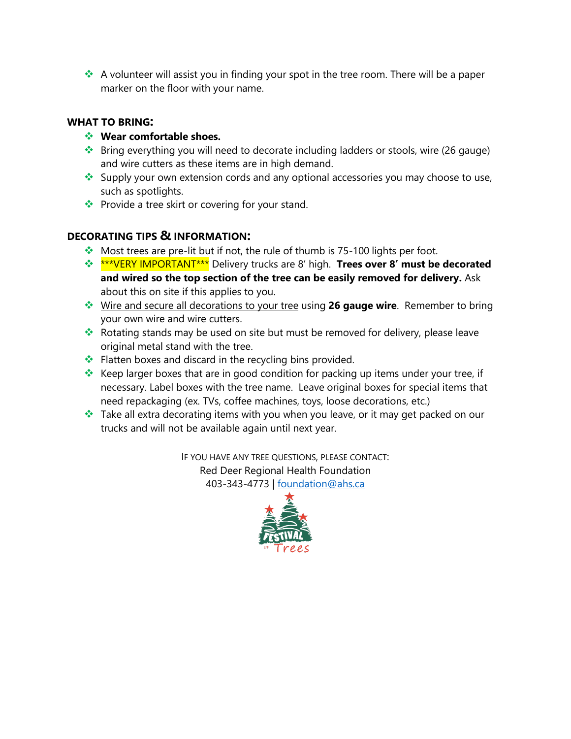- A volunteer will assist you in finding your spot in the tree room. There will be a paper marker on the floor with your name.

## WHAT TO BRING:

- **Wear comfortable shoes.**
- Bring everything you will need to decorate including ladders or stools, wire (26 gauge) and wire cutters as these items are in high demand.
- Supply your own extension cords and any optional accessories you may choose to use, such as spotlights.
- Provide a tree skirt or covering for your stand.

## DECORATING TIPS & INFORMATION:

- Most trees are pre-lit but if not, the rule of thumb is 75-100 lights per foot.
- ***VERY IMPORTANT*** Delivery trucks are 8′ high. **Trees over 8′ must be decorated and wired so the top section of the tree can be easily removed for delivery.** Ask about this on site if this applies to you.
- <u>Wire and secure all decorations to your tree</u> using **26 gauge wire**. Remember to bring your own wire and wire cutters.
- Rotating stands may be used on site but must be removed for delivery, please leave original metal stand with the tree.
- Flatten boxes and discard in the recycling bins provided.
- Keep larger boxes that are in good condition for packing up items under your tree, if necessary. Label boxes with the tree name. Leave original boxes for special items that need repackaging (ex. TVs, coffee machines, toys, loose decorations, etc.)
- Take all extra decorating items with you when you leave, or it may get packed on our trucks and will not be available again until next year.

IF YOU HAVE ANY TREE QUESTIONS, PLEASE CONTACT:
Red Deer Regional Health Foundation
403-343-4773 | foundation@ahs.ca

Festival of Trees